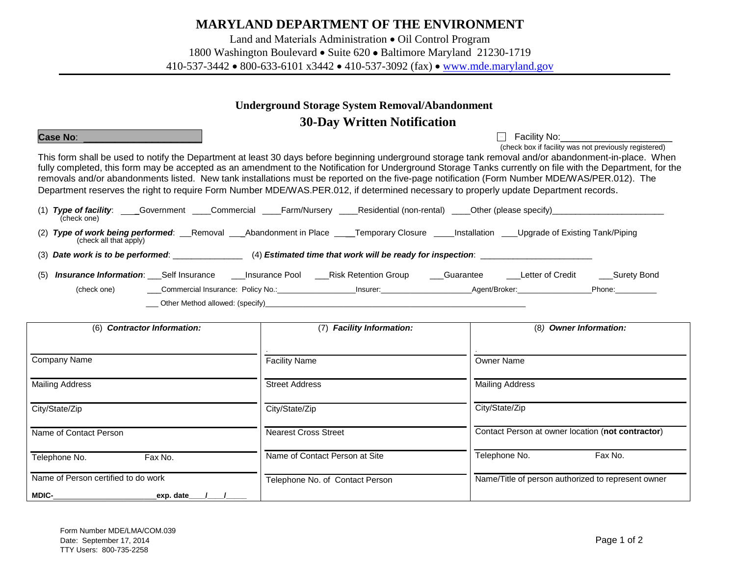# MARYLAND DEPARTMENT OF THE ENVIRONMENT

Land and Materials Administration • Oil Control Program
1800 Washington Boulevard • Suite 620 • Baltimore Maryland 21230-1719
410-537-3442 • 800-633-6101 x3442 • 410-537-3092 (fax) • www.mde.maryland.gov

## Underground Storage System Removal/Abandonment

## 30-Day Written Notification

**Case No**: ______________________

☐ Facility No:____________________
(check box if facility was not previously registered)

This form shall be used to notify the Department at least 30 days before beginning underground storage tank removal and/or abandonment-in-place. When fully completed, this form may be accepted as an amendment to the Notification for Underground Storage Tanks currently on file with the Department, for the removals and/or abandonments listed. New tank installations must be reported on the five-page notification (Form Number MDE/WAS/PER.012). The Department reserves the right to require Form Number MDE/WAS.PER.012, if determined necessary to properly update Department records.

(1) ***Type of facility***: ____Government ____Commercial ____Farm/Nursery ____Residential (non-rental) ____Other (please specify)________________________
(check one)

(2) ***Type of work being performed***: ___Removal ___Abandonment in Place ____Temporary Closure ____Installation ___Upgrade of Existing Tank/Piping
(check all that apply)

(3) ***Date work is to be performed***: _______________ (4) ***Estimated time that work will be ready for inspection***: ________________________

(5) ***Insurance Information***: ___Self Insurance ___Insurance Pool ___Risk Retention Group ___Guarantee ___Letter of Credit ___Surety Bond
(check one) ___Commercial Insurance: Policy No.:__________________Insurer:_____________________Agent/Broker:_________________Phone:__________
___ Other Method allowed: (specify)_______________________________________________________________

| (6) ***Contractor Information:*** | (7) ***Facility Information:*** | (8) ***Owner Information:*** |
|---|---|---|
| Company Name | Facility Name | Owner Name |
| Mailing Address | Street Address | Mailing Address |
| City/State/Zip | City/State/Zip | City/State/Zip |
| Name of Contact Person | Nearest Cross Street | Contact Person at owner location (**not contractor**) |
| Telephone No. Fax No. | Name of Contact Person at Site | Telephone No. Fax No. |
| Name of Person certified to do work | Telephone No. of Contact Person | Name/Title of person authorized to represent owner |
| **MDIC-**________________________**exp. date**____/____/_____ | | |

Form Number MDE/LMA/COM.039
Date: September 17, 2014
TTY Users: 800-735-2258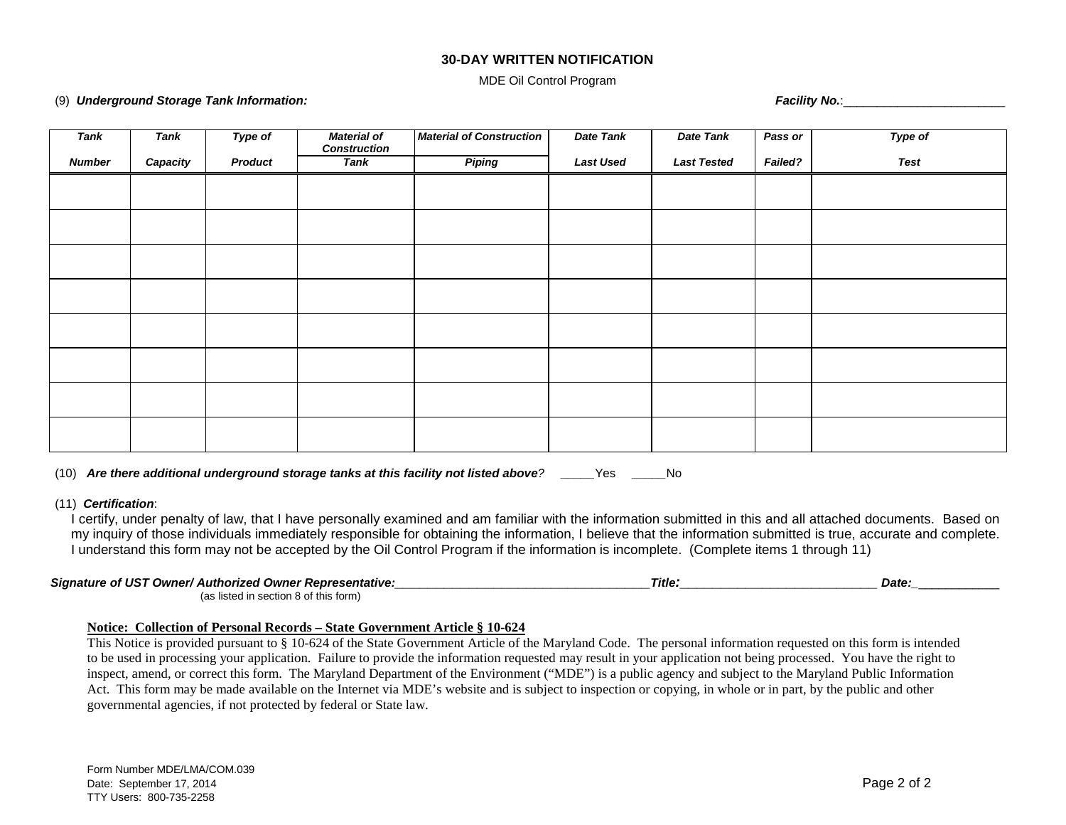## 30-DAY WRITTEN NOTIFICATION

MDE Oil Control Program

(9) ***Underground Storage Tank Information:*** ***Facility No.***:________________________

| *Tank Number* | *Tank Capacity* | *Type of Product* | *Material of Construction Tank* | *Material of Construction Piping* | *Date Tank Last Used* | *Date Tank Last Tested* | *Pass or Failed?* | *Type of Test* |
|---|---|---|---|---|---|---|---|---|
| | | | | | | | | |
| | | | | | | | | |
| | | | | | | | | |
| | | | | | | | | |
| | | | | | | | | |
| | | | | | | | | |
| | | | | | | | | |
| | | | | | | | | |

(10) ***Are there additional underground storage tanks at this facility not listed above***? _____Yes _____No

(11) ***Certification***:

I certify, under penalty of law, that I have personally examined and am familiar with the information submitted in this and all attached documents. Based on my inquiry of those individuals immediately responsible for obtaining the information, I believe that the information submitted is true, accurate and complete. I understand this form may not be accepted by the Oil Control Program if the information is incomplete. (Complete items 1 through 11)

***Signature of UST Owner/ Authorized Owner Representative:***_____________________________________***Title:***_____________________________ ***Date:***____________
(as listed in section 8 of this form)

**Notice: Collection of Personal Records – State Government Article § 10-624**

This Notice is provided pursuant to § 10-624 of the State Government Article of the Maryland Code. The personal information requested on this form is intended to be used in processing your application. Failure to provide the information requested may result in your application not being processed. You have the right to inspect, amend, or correct this form. The Maryland Department of the Environment ("MDE") is a public agency and subject to the Maryland Public Information Act. This form may be made available on the Internet via MDE's website and is subject to inspection or copying, in whole or in part, by the public and other governmental agencies, if not protected by federal or State law.

Form Number MDE/LMA/COM.039
Date: September 17, 2014
TTY Users: 800-735-2258